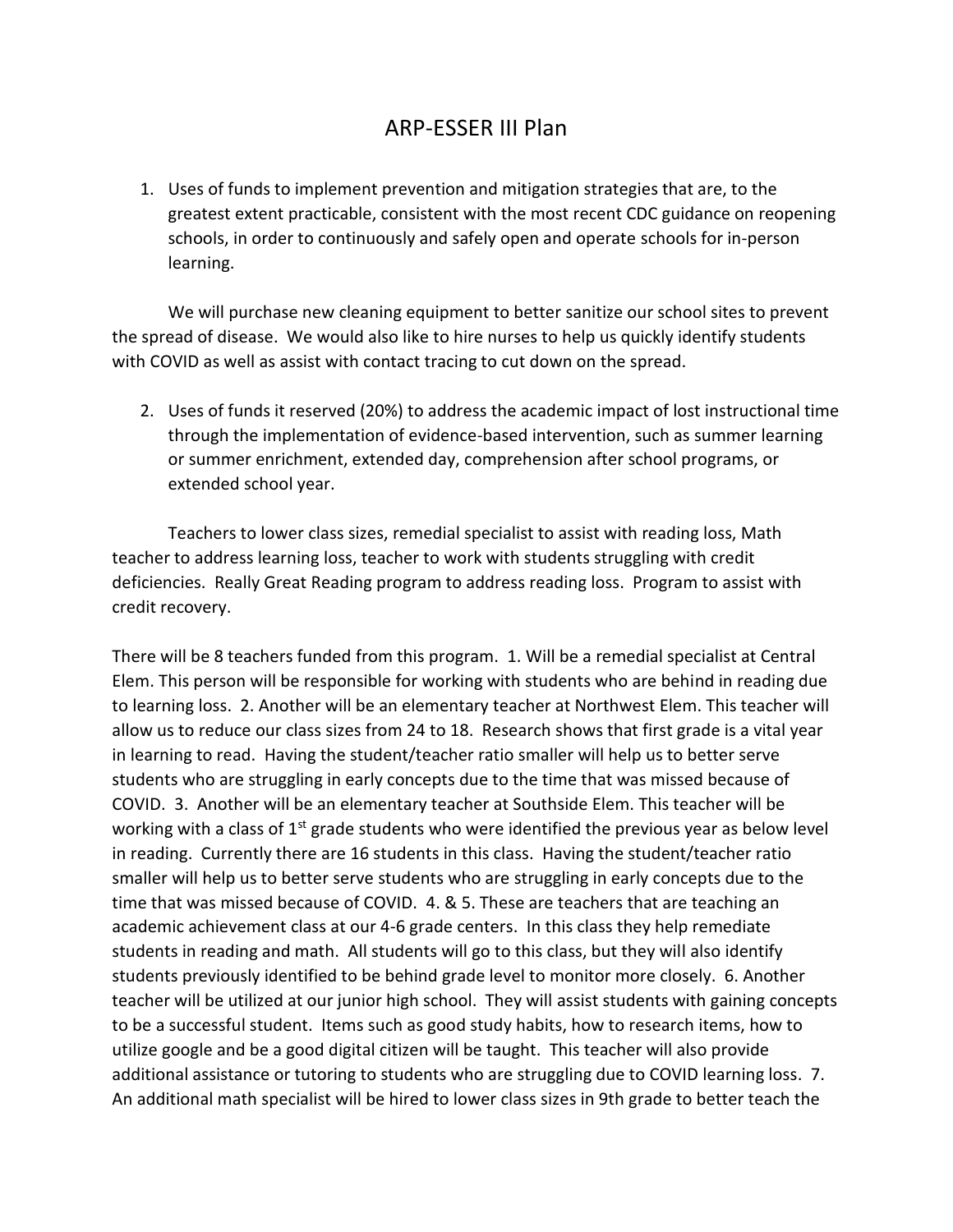# ARP-ESSER III Plan

1. Uses of funds to implement prevention and mitigation strategies that are, to the greatest extent practicable, consistent with the most recent CDC guidance on reopening schools, in order to continuously and safely open and operate schools for in-person learning.

We will purchase new cleaning equipment to better sanitize our school sites to prevent the spread of disease. We would also like to hire nurses to help us quickly identify students with COVID as well as assist with contact tracing to cut down on the spread.

2. Uses of funds it reserved (20%) to address the academic impact of lost instructional time through the implementation of evidence-based intervention, such as summer learning or summer enrichment, extended day, comprehension after school programs, or extended school year.

Teachers to lower class sizes, remedial specialist to assist with reading loss, Math teacher to address learning loss, teacher to work with students struggling with credit deficiencies. Really Great Reading program to address reading loss. Program to assist with credit recovery.

There will be 8 teachers funded from this program. 1. Will be a remedial specialist at Central Elem. This person will be responsible for working with students who are behind in reading due to learning loss. 2. Another will be an elementary teacher at Northwest Elem. This teacher will allow us to reduce our class sizes from 24 to 18. Research shows that first grade is a vital year in learning to read. Having the student/teacher ratio smaller will help us to better serve students who are struggling in early concepts due to the time that was missed because of COVID. 3. Another will be an elementary teacher at Southside Elem. This teacher will be working with a class of 1st grade students who were identified the previous year as below level in reading. Currently there are 16 students in this class. Having the student/teacher ratio smaller will help us to better serve students who are struggling in early concepts due to the time that was missed because of COVID. 4. & 5. These are teachers that are teaching an academic achievement class at our 4-6 grade centers. In this class they help remediate students in reading and math. All students will go to this class, but they will also identify students previously identified to be behind grade level to monitor more closely. 6. Another teacher will be utilized at our junior high school. They will assist students with gaining concepts to be a successful student. Items such as good study habits, how to research items, how to utilize google and be a good digital citizen will be taught. This teacher will also provide additional assistance or tutoring to students who are struggling due to COVID learning loss. 7. An additional math specialist will be hired to lower class sizes in 9th grade to better teach the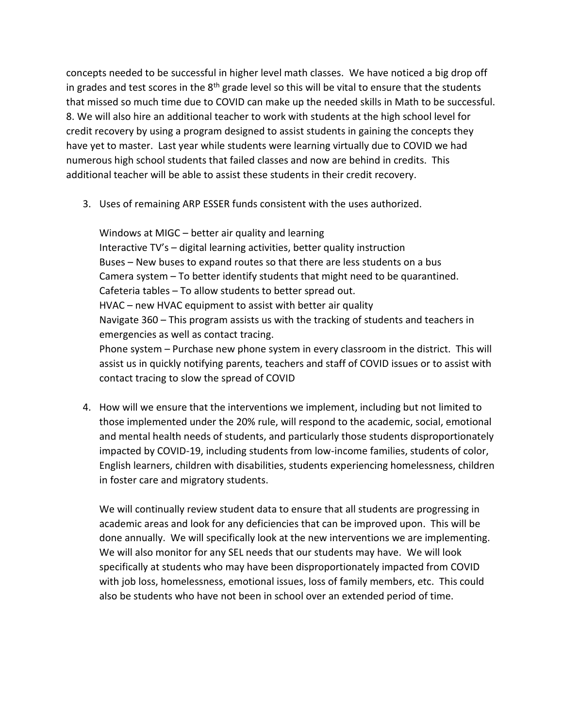concepts needed to be successful in higher level math classes. We have noticed a big drop off in grades and test scores in the 8th grade level so this will be vital to ensure that the students that missed so much time due to COVID can make up the needed skills in Math to be successful. 8. We will also hire an additional teacher to work with students at the high school level for credit recovery by using a program designed to assist students in gaining the concepts they have yet to master. Last year while students were learning virtually due to COVID we had numerous high school students that failed classes and now are behind in credits. This additional teacher will be able to assist these students in their credit recovery.

3. Uses of remaining ARP ESSER funds consistent with the uses authorized.

   Windows at MIGC – better air quality and learning
   Interactive TV's – digital learning activities, better quality instruction
   Buses – New buses to expand routes so that there are less students on a bus
   Camera system – To better identify students that might need to be quarantined.
   Cafeteria tables – To allow students to better spread out.
   HVAC – new HVAC equipment to assist with better air quality
   Navigate 360 – This program assists us with the tracking of students and teachers in emergencies as well as contact tracing.
   Phone system – Purchase new phone system in every classroom in the district. This will assist us in quickly notifying parents, teachers and staff of COVID issues or to assist with contact tracing to slow the spread of COVID

4. How will we ensure that the interventions we implement, including but not limited to those implemented under the 20% rule, will respond to the academic, social, emotional and mental health needs of students, and particularly those students disproportionately impacted by COVID-19, including students from low-income families, students of color, English learners, children with disabilities, students experiencing homelessness, children in foster care and migratory students.

   We will continually review student data to ensure that all students are progressing in academic areas and look for any deficiencies that can be improved upon. This will be done annually. We will specifically look at the new interventions we are implementing. We will also monitor for any SEL needs that our students may have. We will look specifically at students who may have been disproportionately impacted from COVID with job loss, homelessness, emotional issues, loss of family members, etc. This could also be students who have not been in school over an extended period of time.